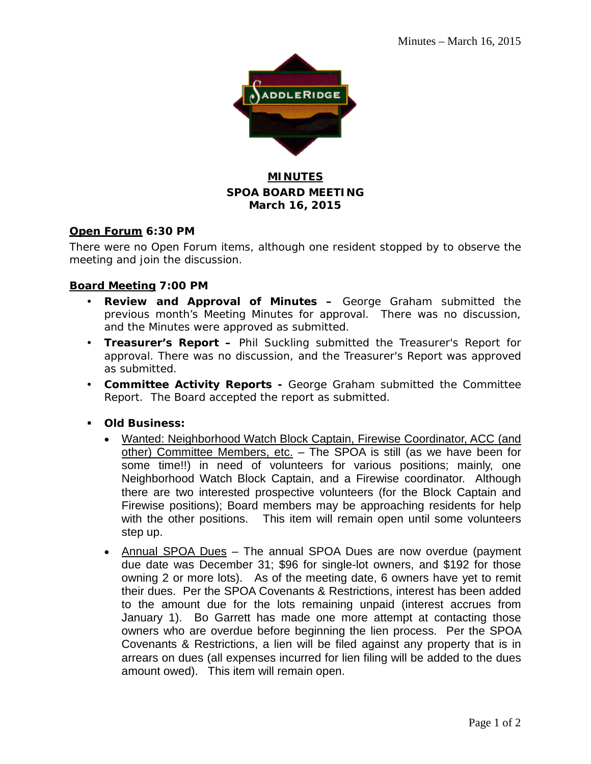**MINUTES**

**SPOA BOARD MEETING**

**March 16, 2015**

**Open Forum 6:30 PM**

There were no Open Forum items, although one resident stopped by to observe the meeting and join the discussion.

**Board Meeting 7:00 PM**

- **Review and Approval of Minutes –** George Graham submitted the previous month's Meeting Minutes for approval. There was no discussion, and the Minutes were approved as submitted.
- **Treasurer's Report –** Phil Suckling submitted the Treasurer's Report for approval. There was no discussion, and the Treasurer's Report was approved as submitted.
- **Committee Activity Reports -** George Graham submitted the Committee Report. The Board accepted the report as submitted.

- **Old Business:**
  - Wanted: Neighborhood Watch Block Captain, Firewise Coordinator, ACC (and other) Committee Members, etc. – The SPOA is still (as we have been for some time!!) in need of volunteers for various positions; mainly, one Neighborhood Watch Block Captain, and a Firewise coordinator. Although there are two interested prospective volunteers (for the Block Captain and Firewise positions); Board members may be approaching residents for help with the other positions. This item will remain open until some volunteers step up.
  - Annual SPOA Dues – The annual SPOA Dues are now overdue (payment due date was December 31; $96 for single-lot owners, and $192 for those owning 2 or more lots). As of the meeting date, 6 owners have yet to remit their dues. Per the SPOA Covenants & Restrictions, interest has been added to the amount due for the lots remaining unpaid (interest accrues from January 1). Bo Garrett has made one more attempt at contacting those owners who are overdue before beginning the lien process. Per the SPOA Covenants & Restrictions, a lien will be filed against any property that is in arrears on dues (all expenses incurred for lien filing will be added to the dues amount owed). This item will remain open.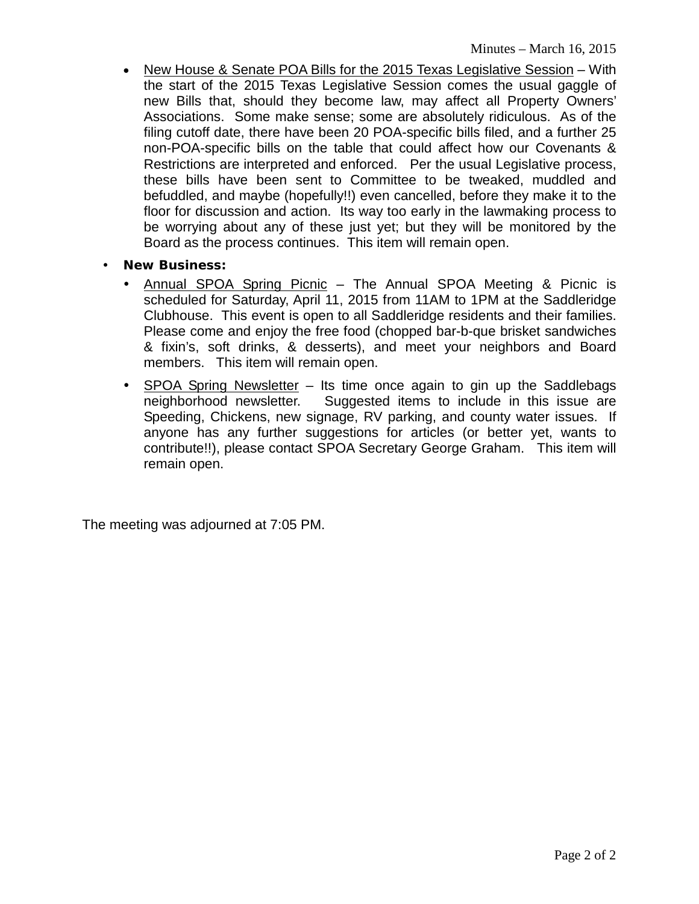- New House & Senate POA Bills for the 2015 Texas Legislative Session – With the start of the 2015 Texas Legislative Session comes the usual gaggle of new Bills that, should they become law, may affect all Property Owners' Associations. Some make sense; some are absolutely ridiculous. As of the filing cutoff date, there have been 20 POA-specific bills filed, and a further 25 non-POA-specific bills on the table that could affect how our Covenants & Restrictions are interpreted and enforced. Per the usual Legislative process, these bills have been sent to Committee to be tweaked, muddled and befuddled, and maybe (hopefully!!) even cancelled, before they make it to the floor for discussion and action. Its way too early in the lawmaking process to be worrying about any of these just yet; but they will be monitored by the Board as the process continues. This item will remain open.

- **New Business:**
  - Annual SPOA Spring Picnic – The Annual SPOA Meeting & Picnic is scheduled for Saturday, April 11, 2015 from 11AM to 1PM at the Saddleridge Clubhouse. This event is open to all Saddleridge residents and their families. Please come and enjoy the free food (chopped bar-b-que brisket sandwiches & fixin's, soft drinks, & desserts), and meet your neighbors and Board members. This item will remain open.
  - SPOA Spring Newsletter – Its time once again to gin up the Saddlebags neighborhood newsletter. Suggested items to include in this issue are Speeding, Chickens, new signage, RV parking, and county water issues. If anyone has any further suggestions for articles (or better yet, wants to contribute!!), please contact SPOA Secretary George Graham. This item will remain open.

The meeting was adjourned at 7:05 PM.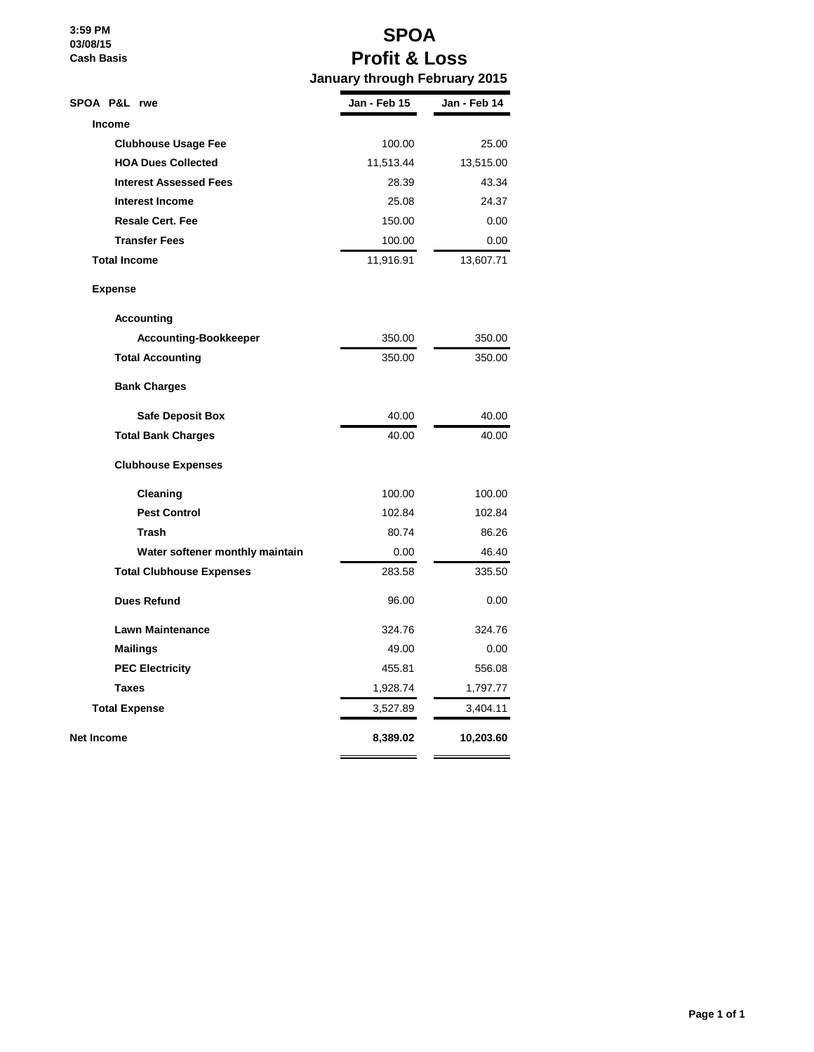3:59 PM
03/08/15
Cash Basis

# SPOA
## Profit & Loss
### January through February 2015

| SPOA P&L rwe | Jan - Feb 15 | Jan - Feb 14 |
|---|---|---|
| **Income** | | |
| **Clubhouse Usage Fee** | 100.00 | 25.00 |
| **HOA Dues Collected** | 11,513.44 | 13,515.00 |
| **Interest Assessed Fees** | 28.39 | 43.34 |
| **Interest Income** | 25.08 | 24.37 |
| **Resale Cert. Fee** | 150.00 | 0.00 |
| **Transfer Fees** | 100.00 | 0.00 |
| **Total Income** | 11,916.91 | 13,607.71 |
| **Expense** | | |
| **Accounting** | | |
| **Accounting-Bookkeeper** | 350.00 | 350.00 |
| **Total Accounting** | 350.00 | 350.00 |
| **Bank Charges** | | |
| **Safe Deposit Box** | 40.00 | 40.00 |
| **Total Bank Charges** | 40.00 | 40.00 |
| **Clubhouse Expenses** | | |
| **Cleaning** | 100.00 | 100.00 |
| **Pest Control** | 102.84 | 102.84 |
| **Trash** | 80.74 | 86.26 |
| **Water softener monthly maintain** | 0.00 | 46.40 |
| **Total Clubhouse Expenses** | 283.58 | 335.50 |
| **Dues Refund** | 96.00 | 0.00 |
| **Lawn Maintenance** | 324.76 | 324.76 |
| **Mailings** | 49.00 | 0.00 |
| **PEC Electricity** | 455.81 | 556.08 |
| **Taxes** | 1,928.74 | 1,797.77 |
| **Total Expense** | 3,527.89 | 3,404.11 |
| **Net Income** | **8,389.02** | **10,203.60** |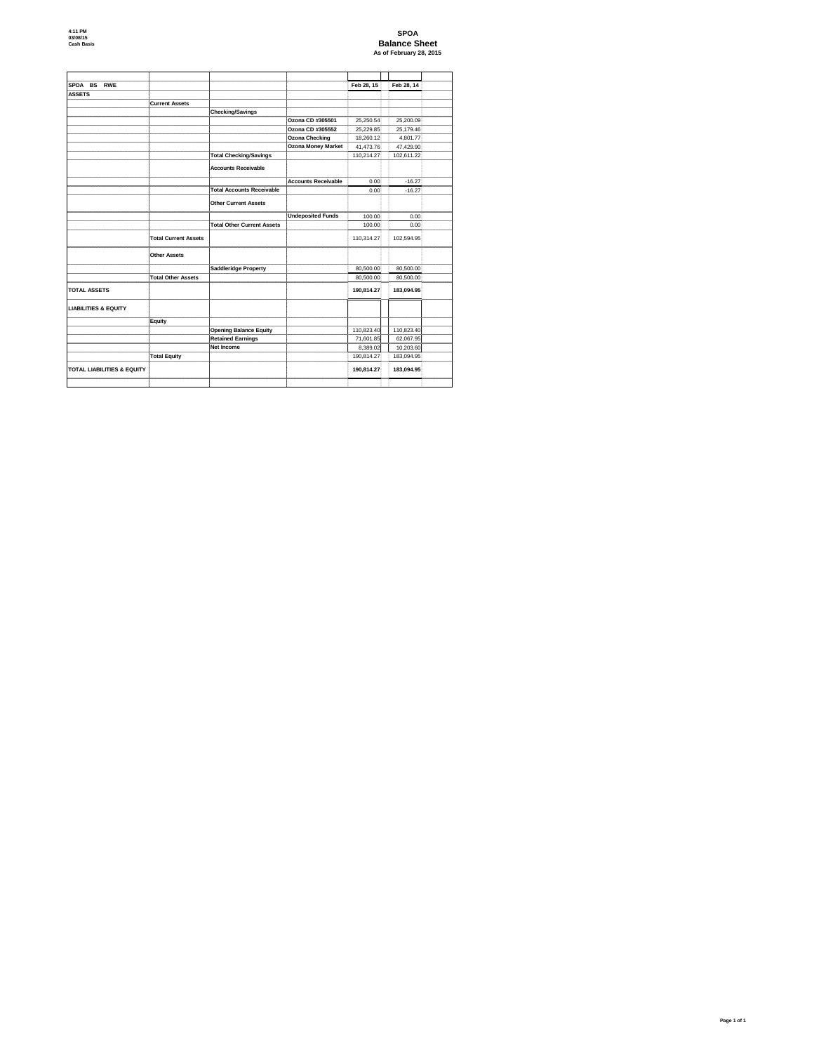4:11 PM
03/08/15
Cash Basis

# SPOA
## Balance Sheet
### As of February 28, 2015

| SPOA BS RWE | | | | Feb 28, 15 | Feb 28, 14 |
|---|---|---|---|---|---|
| **ASSETS** | | | | | |
| | **Current Assets** | | | | |
| | | **Checking/Savings** | | | |
| | | | **Ozona CD #305501** | 25,250.54 | 25,200.09 |
| | | | **Ozona CD #305552** | 25,229.85 | 25,179.46 |
| | | | **Ozona Checking** | 18,260.12 | 4,801.77 |
| | | | **Ozona Money Market** | 41,473.76 | 47,429.90 |
| | | **Total Checking/Savings** | | 110,214.27 | 102,611.22 |
| | | **Accounts Receivable** | | | |
| | | | **Accounts Receivable** | 0.00 | -16.27 |
| | | **Total Accounts Receivable** | | 0.00 | -16.27 |
| | | **Other Current Assets** | | | |
| | | | **Undeposited Funds** | 100.00 | 0.00 |
| | | **Total Other Current Assets** | | 100.00 | 0.00 |
| | **Total Current Assets** | | | 110,314.27 | 102,594.95 |
| | **Other Assets** | | | | |
| | | **Saddleridge Property** | | 80,500.00 | 80,500.00 |
| | **Total Other Assets** | | | 80,500.00 | 80,500.00 |
| **TOTAL ASSETS** | | | | **190,814.27** | **183,094.95** |
| **LIABILITIES & EQUITY** | | | | | |
| | **Equity** | | | | |
| | | **Opening Balance Equity** | | 110,823.40 | 110,823.40 |
| | | **Retained Earnings** | | 71,601.85 | 62,067.95 |
| | | **Net Income** | | 8,389.02 | 10,203.60 |
| | **Total Equity** | | | 190,814.27 | 183,094.95 |
| **TOTAL LIABILITIES & EQUITY** | | | | **190,814.27** | **183,094.95** |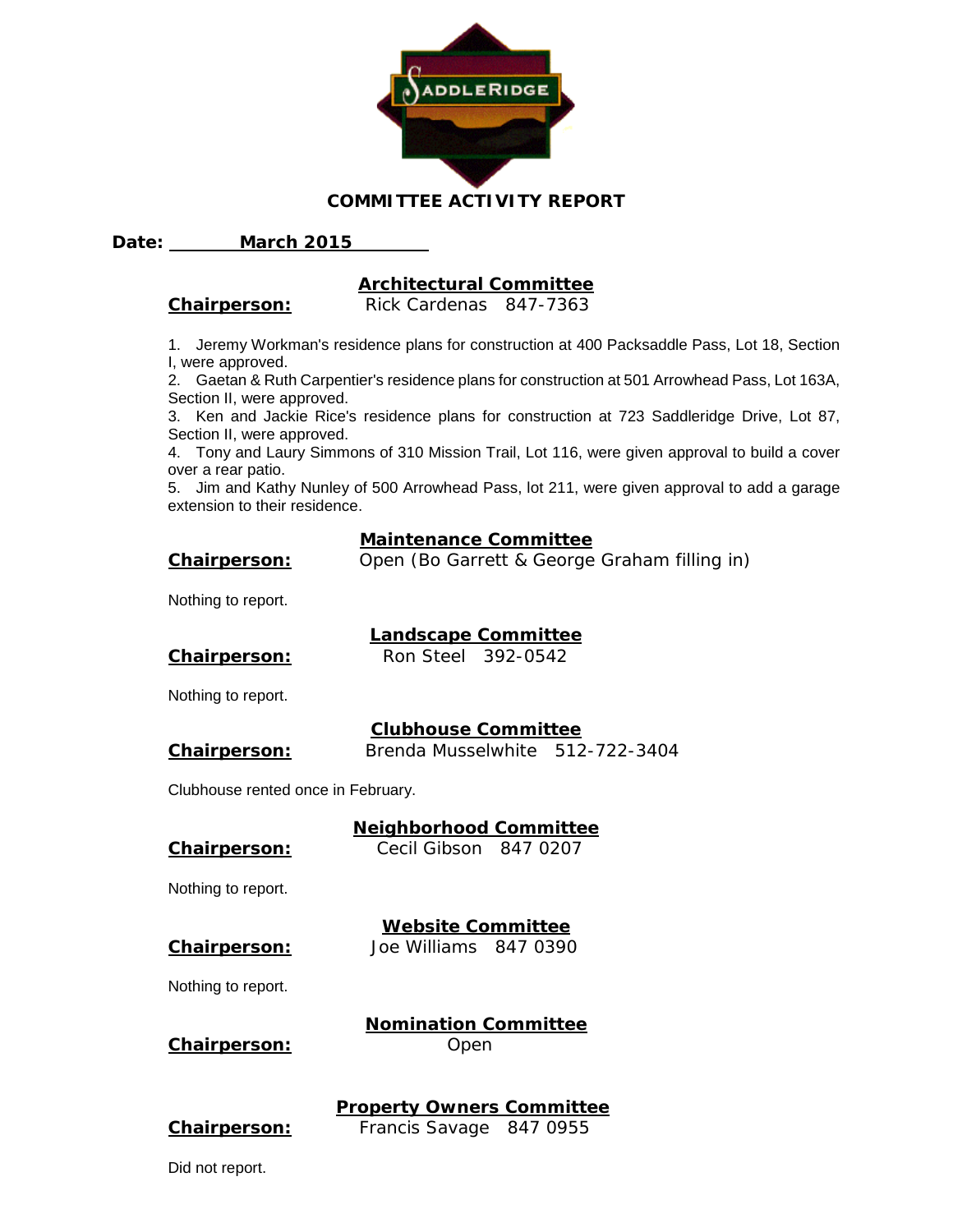SADDLERIDGE

# COMMITTEE ACTIVITY REPORT

**Date: March 2015**

## Architectural Committee

**Chairperson:** Rick Cardenas 847-7363

1. Jeremy Workman's residence plans for construction at 400 Packsaddle Pass, Lot 18, Section I, were approved.
2. Gaetan & Ruth Carpentier's residence plans for construction at 501 Arrowhead Pass, Lot 163A, Section II, were approved.
3. Ken and Jackie Rice's residence plans for construction at 723 Saddleridge Drive, Lot 87, Section II, were approved.
4. Tony and Laury Simmons of 310 Mission Trail, Lot 116, were given approval to build a cover over a rear patio.
5. Jim and Kathy Nunley of 500 Arrowhead Pass, lot 211, were given approval to add a garage extension to their residence.

## Maintenance Committee

**Chairperson:** Open (Bo Garrett & George Graham filling in)

Nothing to report.

## Landscape Committee

**Chairperson:** Ron Steel 392-0542

Nothing to report.

## Clubhouse Committee

**Chairperson:** Brenda Musselwhite 512-722-3404

Clubhouse rented once in February.

## Neighborhood Committee

**Chairperson:** Cecil Gibson 847 0207

Nothing to report.

## Website Committee

**Chairperson:** Joe Williams 847 0390

Nothing to report.

## Nomination Committee

**Chairperson:** Open

## Property Owners Committee

**Chairperson:** Francis Savage 847 0955

Did not report.